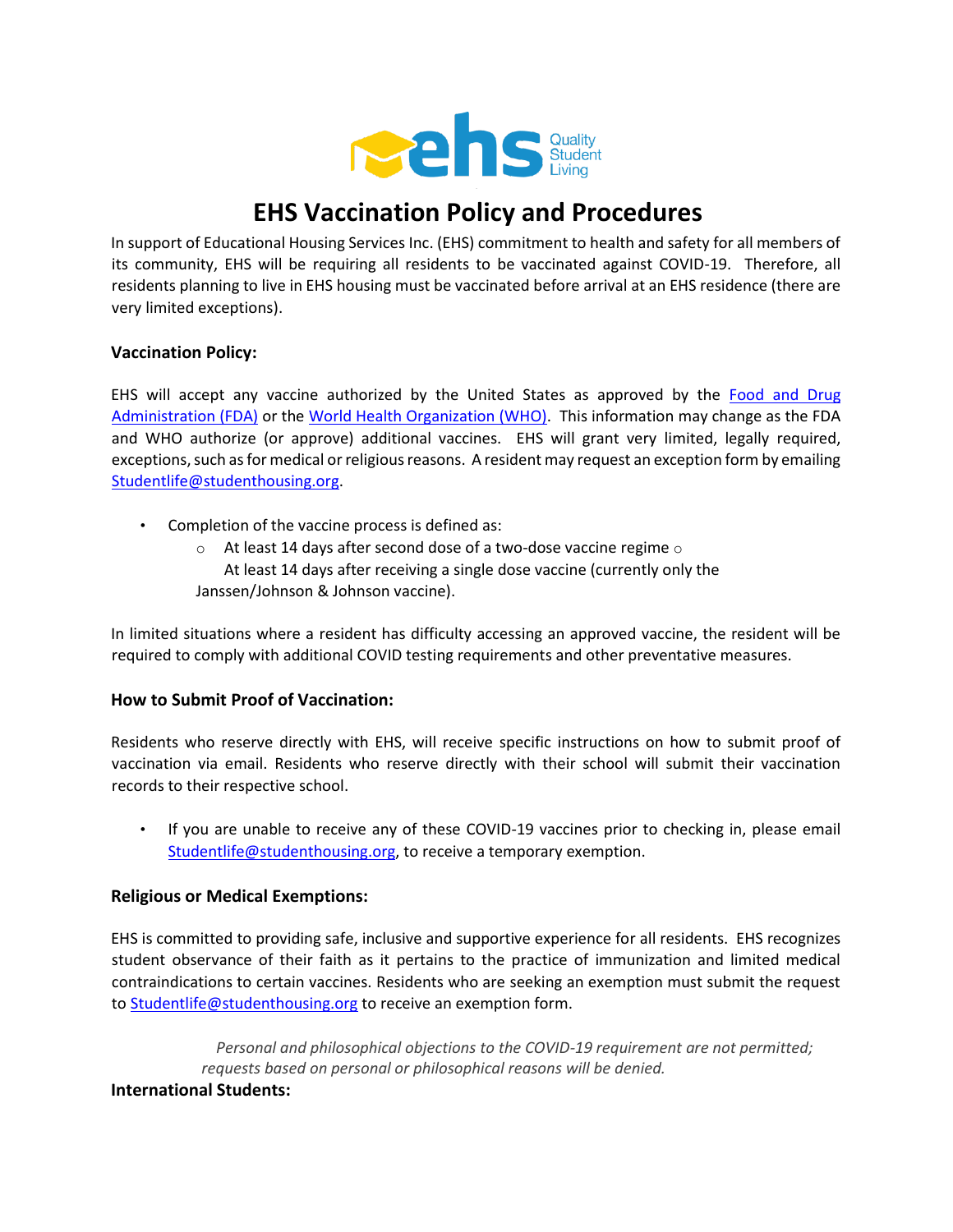# EHS Vaccination Policy and Procedures

In support of Educational Housing Services Inc. (EHS) commitment to health and safety for all members of its community, EHS will be requiring all residents to be vaccinated against COVID-19. Therefore, all residents planning to live in EHS housing must be vaccinated before arrival at an EHS residence (there are very limited exceptions).

## Vaccination Policy:

EHS will accept any vaccine authorized by the United States as approved by the [Food and Drug Administration (FDA)]() or the [World Health Organization (WHO)](). This information may change as the FDA and WHO authorize (or approve) additional vaccines. EHS will grant very limited, legally required, exceptions, such as for medical or religious reasons. A resident may request an exception form by emailing Studentlife@studenthousing.org.

- Completion of the vaccine process is defined as:
  - At least 14 days after second dose of a two-dose vaccine regime
  - At least 14 days after receiving a single dose vaccine (currently only the Janssen/Johnson & Johnson vaccine).

In limited situations where a resident has difficulty accessing an approved vaccine, the resident will be required to comply with additional COVID testing requirements and other preventative measures.

## How to Submit Proof of Vaccination:

Residents who reserve directly with EHS, will receive specific instructions on how to submit proof of vaccination via email. Residents who reserve directly with their school will submit their vaccination records to their respective school.

- If you are unable to receive any of these COVID-19 vaccines prior to checking in, please email Studentlife@studenthousing.org, to receive a temporary exemption.

## Religious or Medical Exemptions:

EHS is committed to providing safe, inclusive and supportive experience for all residents. EHS recognizes student observance of their faith as it pertains to the practice of immunization and limited medical contraindications to certain vaccines. Residents who are seeking an exemption must submit the request to Studentlife@studenthousing.org to receive an exemption form.

*Personal and philosophical objections to the COVID-19 requirement are not permitted; requests based on personal or philosophical reasons will be denied.*

## International Students: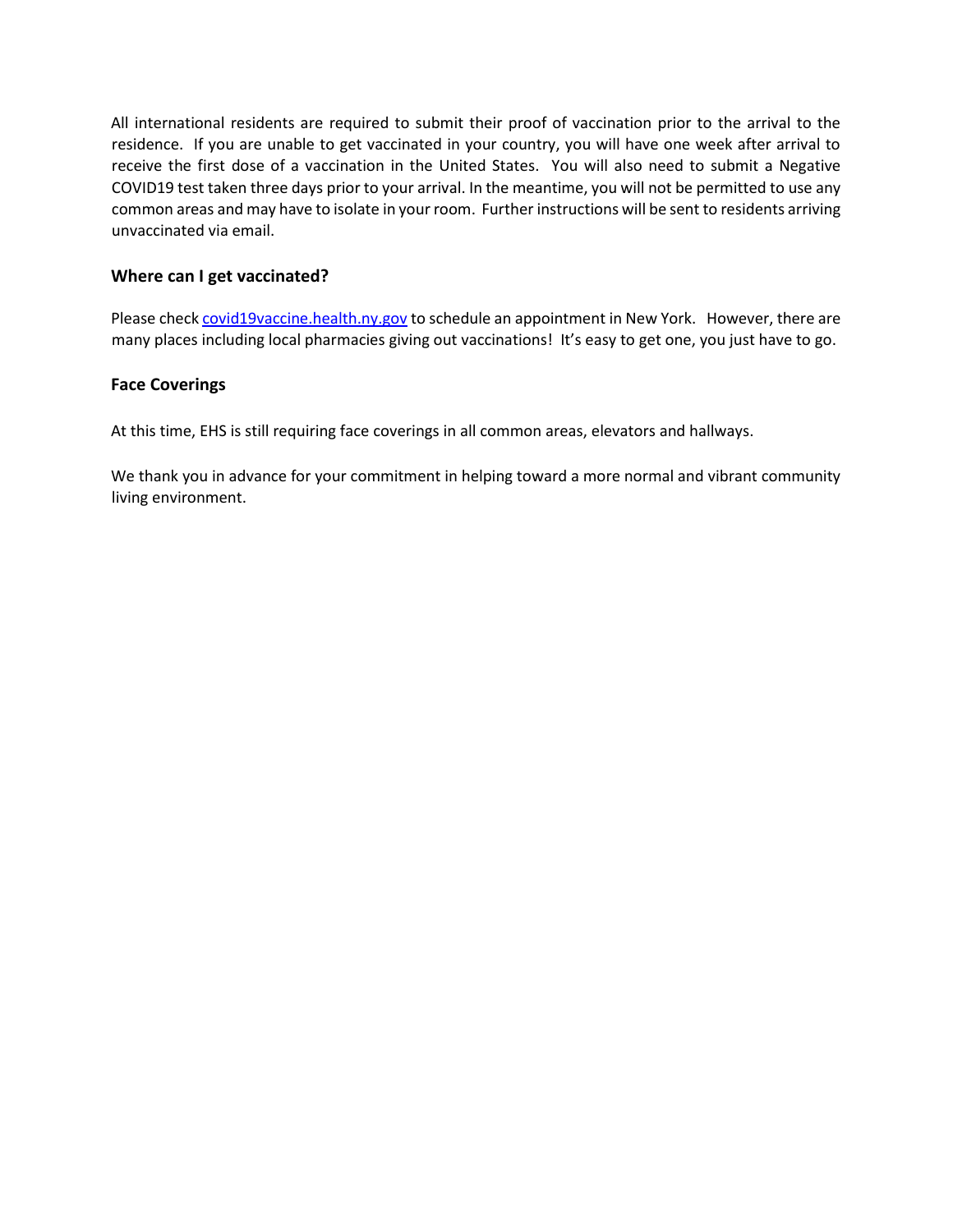All international residents are required to submit their proof of vaccination prior to the arrival to the residence. If you are unable to get vaccinated in your country, you will have one week after arrival to receive the first dose of a vaccination in the United States. You will also need to submit a Negative COVID19 test taken three days prior to your arrival. In the meantime, you will not be permitted to use any common areas and may have to isolate in your room. Further instructions will be sent to residents arriving unvaccinated via email.

### Where can I get vaccinated?

Please check [covid19vaccine.health.ny.gov](covid19vaccine.health.ny.gov) to schedule an appointment in New York. However, there are many places including local pharmacies giving out vaccinations! It's easy to get one, you just have to go.

### Face Coverings

At this time, EHS is still requiring face coverings in all common areas, elevators and hallways.

We thank you in advance for your commitment in helping toward a more normal and vibrant community living environment.